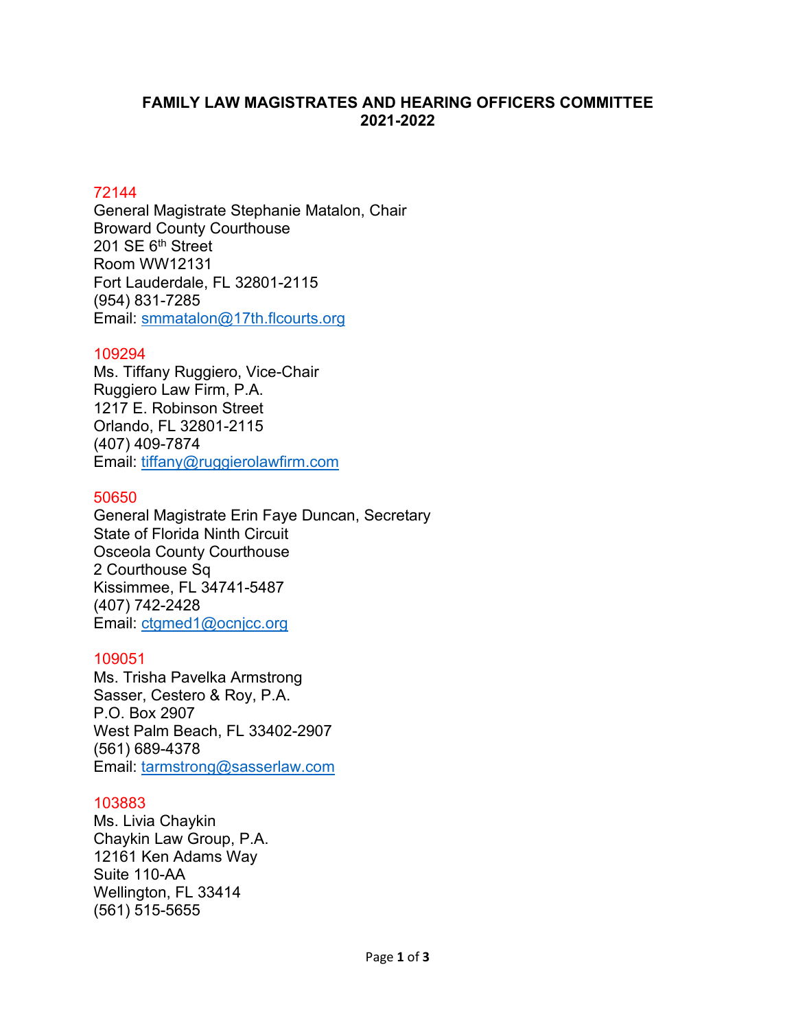**FAMILY LAW MAGISTRATES AND HEARING OFFICERS COMMITTEE**
**2021-2022**

72144
General Magistrate Stephanie Matalon, Chair
Broward County Courthouse
201 SE 6th Street
Room WW12131
Fort Lauderdale, FL 32801-2115
(954) 831-7285
Email: smmatalon@17th.flcourts.org

109294
Ms. Tiffany Ruggiero, Vice-Chair
Ruggiero Law Firm, P.A.
1217 E. Robinson Street
Orlando, FL 32801-2115
(407) 409-7874
Email: tiffany@ruggierolawfirm.com

50650
General Magistrate Erin Faye Duncan, Secretary
State of Florida Ninth Circuit
Osceola County Courthouse
2 Courthouse Sq
Kissimmee, FL 34741-5487
(407) 742-2428
Email: ctgmed1@ocnjcc.org

109051
Ms. Trisha Pavelka Armstrong
Sasser, Cestero & Roy, P.A.
P.O. Box 2907
West Palm Beach, FL 33402-2907
(561) 689-4378
Email: tarmstrong@sasserlaw.com

103883
Ms. Livia Chaykin
Chaykin Law Group, P.A.
12161 Ken Adams Way
Suite 110-AA
Wellington, FL 33414
(561) 515-5655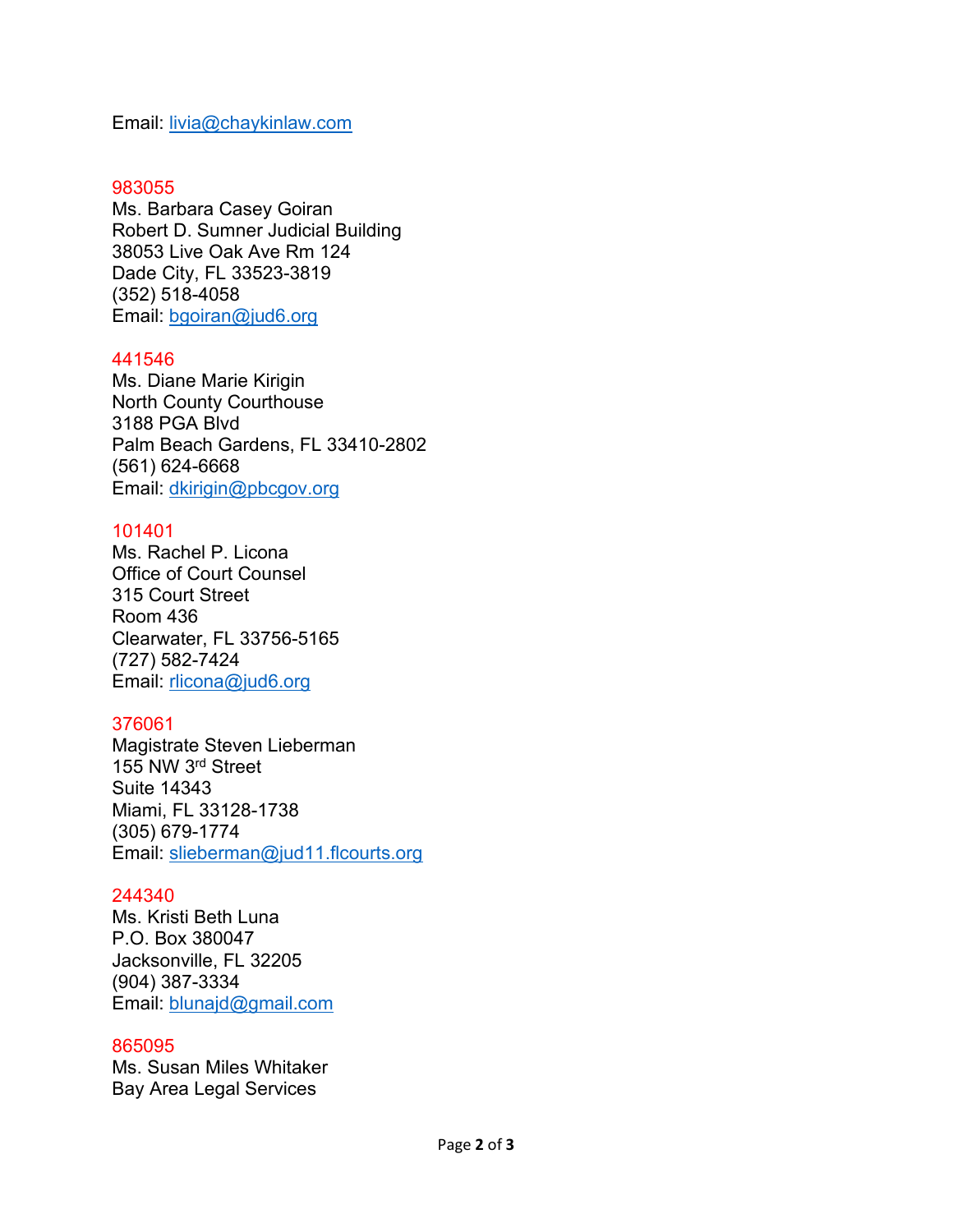Email: livia@chaykinlaw.com

983055
Ms. Barbara Casey Goiran
Robert D. Sumner Judicial Building
38053 Live Oak Ave Rm 124
Dade City, FL 33523-3819
(352) 518-4058
Email: bgoiran@jud6.org

441546
Ms. Diane Marie Kirigin
North County Courthouse
3188 PGA Blvd
Palm Beach Gardens, FL 33410-2802
(561) 624-6668
Email: dkirigin@pbcgov.org

101401
Ms. Rachel P. Licona
Office of Court Counsel
315 Court Street
Room 436
Clearwater, FL 33756-5165
(727) 582-7424
Email: rlicona@jud6.org

376061
Magistrate Steven Lieberman
155 NW 3rd Street
Suite 14343
Miami, FL 33128-1738
(305) 679-1774
Email: slieberman@jud11.flcourts.org

244340
Ms. Kristi Beth Luna
P.O. Box 380047
Jacksonville, FL 32205
(904) 387-3334
Email: blunajd@gmail.com

865095
Ms. Susan Miles Whitaker
Bay Area Legal Services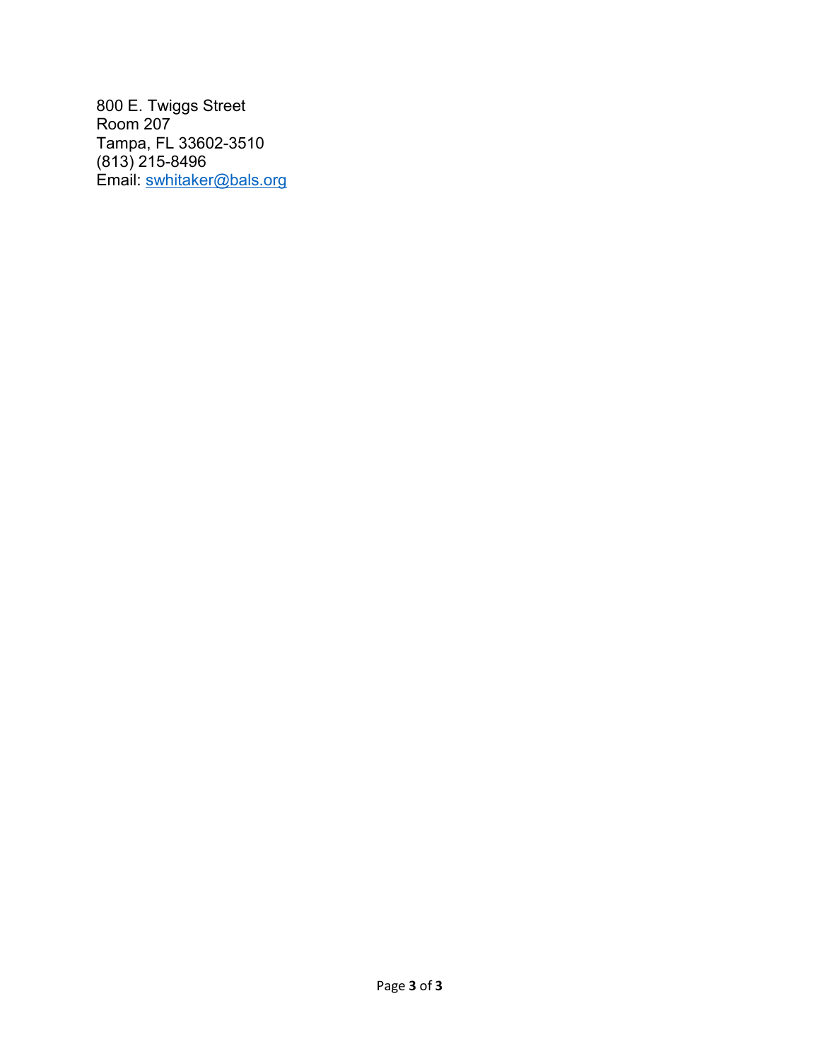800 E. Twiggs Street
Room 207
Tampa, FL 33602-3510
(813) 215-8496
Email: swhitaker@bals.org